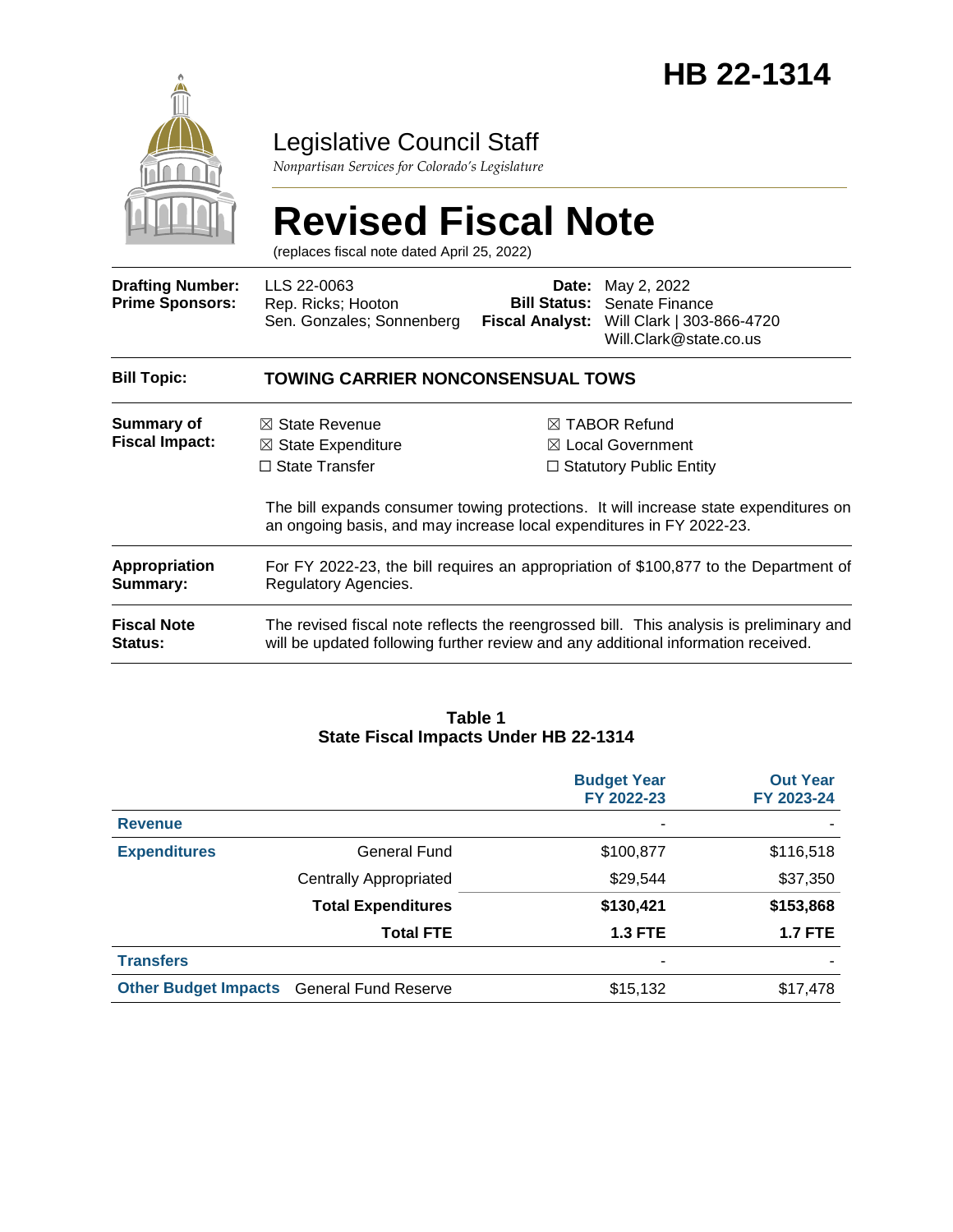# HB 22-1314

## Legislative Council Staff

*Nonpartisan Services for Colorado's Legislature*

# Revised Fiscal Note

(replaces fiscal note dated April 25, 2022)

| | | | |
|---|---|---|---|
| **Drafting Number:** | LLS 22-0063 | **Date:** | May 2, 2022 |
| **Prime Sponsors:** | Rep. Ricks; Hooton<br>Sen. Gonzales; Sonnenberg | **Bill Status:** | Senate Finance |
| | | **Fiscal Analyst:** | Will Clark \| 303-866-4720<br>Will.Clark@state.co.us |

| | |
|---|---|
| **Bill Topic:** | **TOWING CARRIER NONCONSENSUAL TOWS** |
| **Summary of Fiscal Impact:** | ☒ State Revenue<br>☒ State Expenditure<br>☐ State Transfer<br>☒ TABOR Refund<br>☒ Local Government<br>☐ Statutory Public Entity<br><br>The bill expands consumer towing protections. It will increase state expenditures on an ongoing basis, and may increase local expenditures in FY 2022-23. |
| **Appropriation Summary:** | For FY 2022-23, the bill requires an appropriation of $100,877 to the Department of Regulatory Agencies. |
| **Fiscal Note Status:** | The revised fiscal note reflects the reengrossed bill. This analysis is preliminary and will be updated following further review and any additional information received. |

**Table 1**
**State Fiscal Impacts Under HB 22-1314**

| | | Budget Year FY 2022-23 | Out Year FY 2023-24 |
|---|---|---|---|
| **Revenue** | | - | - |
| **Expenditures** | General Fund | $100,877 | $116,518 |
| | Centrally Appropriated | $29,544 | $37,350 |
| | **Total Expenditures** | **$130,421** | **$153,868** |
| | **Total FTE** | **1.3 FTE** | **1.7 FTE** |
| **Transfers** | | - | - |
| **Other Budget Impacts** | General Fund Reserve | $15,132 | $17,478 |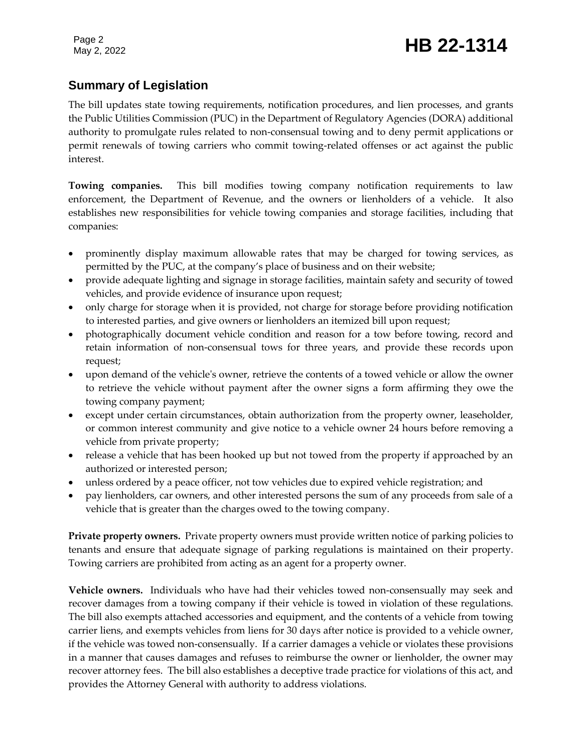## Summary of Legislation

The bill updates state towing requirements, notification procedures, and lien processes, and grants the Public Utilities Commission (PUC) in the Department of Regulatory Agencies (DORA) additional authority to promulgate rules related to non-consensual towing and to deny permit applications or permit renewals of towing carriers who commit towing-related offenses or act against the public interest.

**Towing companies.** This bill modifies towing company notification requirements to law enforcement, the Department of Revenue, and the owners or lienholders of a vehicle. It also establishes new responsibilities for vehicle towing companies and storage facilities, including that companies:

- prominently display maximum allowable rates that may be charged for towing services, as permitted by the PUC, at the company's place of business and on their website;
- provide adequate lighting and signage in storage facilities, maintain safety and security of towed vehicles, and provide evidence of insurance upon request;
- only charge for storage when it is provided, not charge for storage before providing notification to interested parties, and give owners or lienholders an itemized bill upon request;
- photographically document vehicle condition and reason for a tow before towing, record and retain information of non-consensual tows for three years, and provide these records upon request;
- upon demand of the vehicle's owner, retrieve the contents of a towed vehicle or allow the owner to retrieve the vehicle without payment after the owner signs a form affirming they owe the towing company payment;
- except under certain circumstances, obtain authorization from the property owner, leaseholder, or common interest community and give notice to a vehicle owner 24 hours before removing a vehicle from private property;
- release a vehicle that has been hooked up but not towed from the property if approached by an authorized or interested person;
- unless ordered by a peace officer, not tow vehicles due to expired vehicle registration; and
- pay lienholders, car owners, and other interested persons the sum of any proceeds from sale of a vehicle that is greater than the charges owed to the towing company.

**Private property owners.** Private property owners must provide written notice of parking policies to tenants and ensure that adequate signage of parking regulations is maintained on their property. Towing carriers are prohibited from acting as an agent for a property owner.

**Vehicle owners.** Individuals who have had their vehicles towed non-consensually may seek and recover damages from a towing company if their vehicle is towed in violation of these regulations. The bill also exempts attached accessories and equipment, and the contents of a vehicle from towing carrier liens, and exempts vehicles from liens for 30 days after notice is provided to a vehicle owner, if the vehicle was towed non-consensually. If a carrier damages a vehicle or violates these provisions in a manner that causes damages and refuses to reimburse the owner or lienholder, the owner may recover attorney fees. The bill also establishes a deceptive trade practice for violations of this act, and provides the Attorney General with authority to address violations.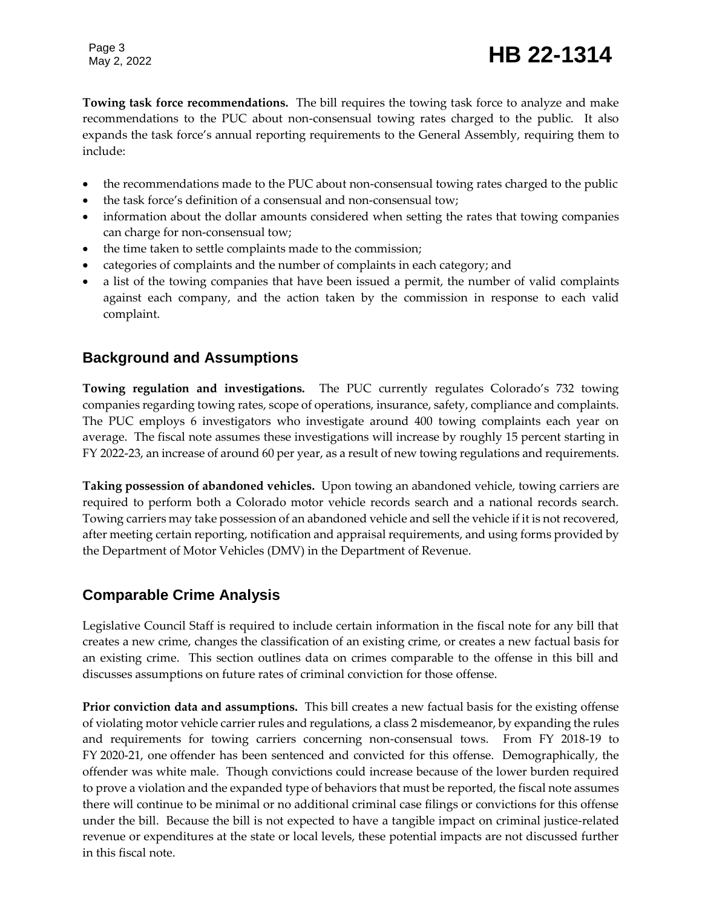**Towing task force recommendations.** The bill requires the towing task force to analyze and make recommendations to the PUC about non-consensual towing rates charged to the public. It also expands the task force's annual reporting requirements to the General Assembly, requiring them to include:

- the recommendations made to the PUC about non-consensual towing rates charged to the public
- the task force's definition of a consensual and non-consensual tow;
- information about the dollar amounts considered when setting the rates that towing companies can charge for non-consensual tow;
- the time taken to settle complaints made to the commission;
- categories of complaints and the number of complaints in each category; and
- a list of the towing companies that have been issued a permit, the number of valid complaints against each company, and the action taken by the commission in response to each valid complaint.

## Background and Assumptions

**Towing regulation and investigations.** The PUC currently regulates Colorado's 732 towing companies regarding towing rates, scope of operations, insurance, safety, compliance and complaints. The PUC employs 6 investigators who investigate around 400 towing complaints each year on average. The fiscal note assumes these investigations will increase by roughly 15 percent starting in FY 2022-23, an increase of around 60 per year, as a result of new towing regulations and requirements.

**Taking possession of abandoned vehicles.** Upon towing an abandoned vehicle, towing carriers are required to perform both a Colorado motor vehicle records search and a national records search. Towing carriers may take possession of an abandoned vehicle and sell the vehicle if it is not recovered, after meeting certain reporting, notification and appraisal requirements, and using forms provided by the Department of Motor Vehicles (DMV) in the Department of Revenue.

## Comparable Crime Analysis

Legislative Council Staff is required to include certain information in the fiscal note for any bill that creates a new crime, changes the classification of an existing crime, or creates a new factual basis for an existing crime. This section outlines data on crimes comparable to the offense in this bill and discusses assumptions on future rates of criminal conviction for those offense.

**Prior conviction data and assumptions.** This bill creates a new factual basis for the existing offense of violating motor vehicle carrier rules and regulations, a class 2 misdemeanor, by expanding the rules and requirements for towing carriers concerning non-consensual tows. From FY 2018-19 to FY 2020-21, one offender has been sentenced and convicted for this offense. Demographically, the offender was white male. Though convictions could increase because of the lower burden required to prove a violation and the expanded type of behaviors that must be reported, the fiscal note assumes there will continue to be minimal or no additional criminal case filings or convictions for this offense under the bill. Because the bill is not expected to have a tangible impact on criminal justice-related revenue or expenditures at the state or local levels, these potential impacts are not discussed further in this fiscal note.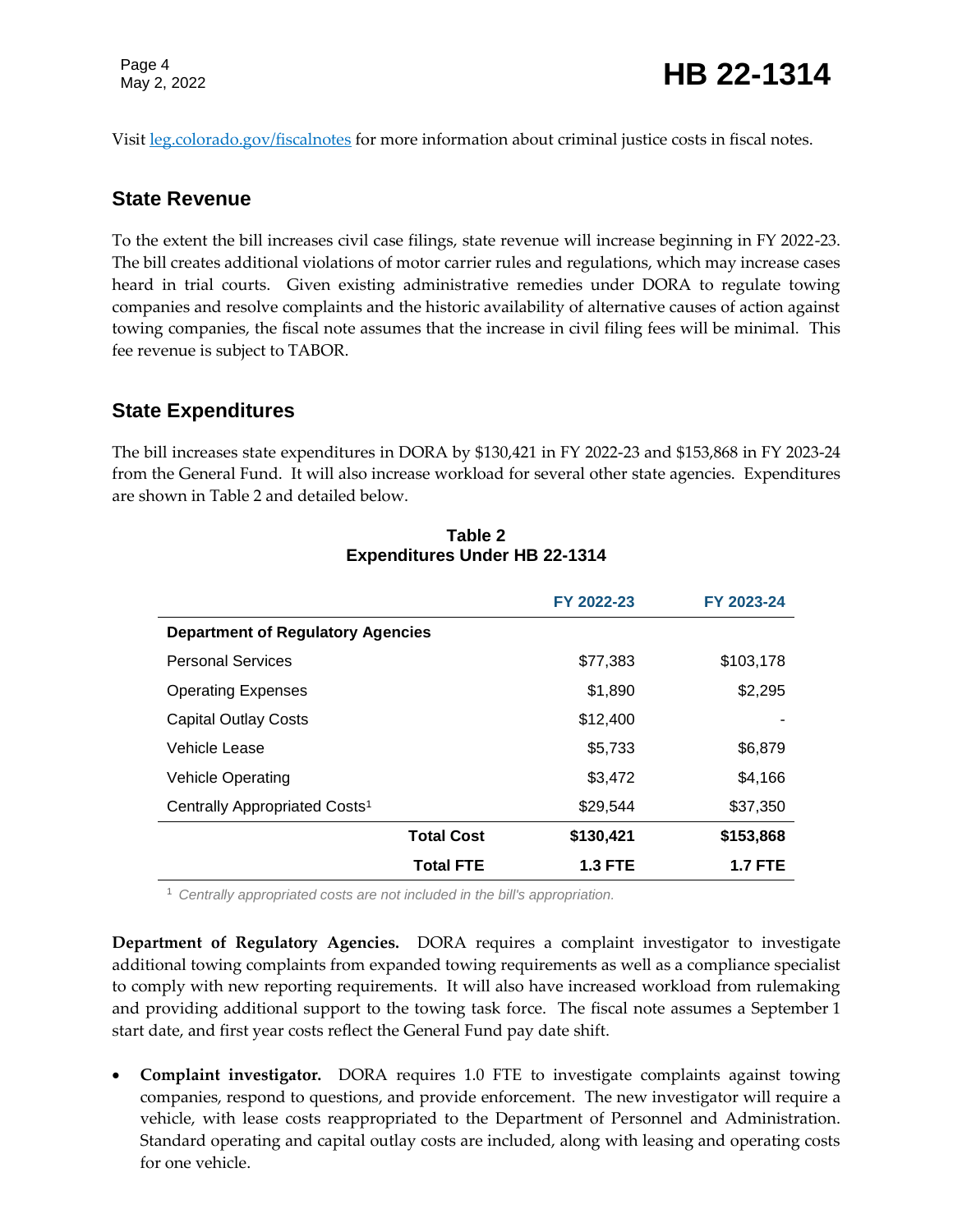Visit [leg.colorado.gov/fiscalnotes](leg.colorado.gov/fiscalnotes) for more information about criminal justice costs in fiscal notes.

## State Revenue

To the extent the bill increases civil case filings, state revenue will increase beginning in FY 2022-23. The bill creates additional violations of motor carrier rules and regulations, which may increase cases heard in trial courts. Given existing administrative remedies under DORA to regulate towing companies and resolve complaints and the historic availability of alternative causes of action against towing companies, the fiscal note assumes that the increase in civil filing fees will be minimal. This fee revenue is subject to TABOR.

## State Expenditures

The bill increases state expenditures in DORA by $130,421 in FY 2022-23 and $153,868 in FY 2023-24 from the General Fund. It will also increase workload for several other state agencies. Expenditures are shown in Table 2 and detailed below.

**Table 2**
**Expenditures Under HB 22-1314**

| | FY 2022-23 | FY 2023-24 |
|---|---|---|
| **Department of Regulatory Agencies** | | |
| Personal Services | $77,383 | $103,178 |
| Operating Expenses | $1,890 | $2,295 |
| Capital Outlay Costs | $12,400 | - |
| Vehicle Lease | $5,733 | $6,879 |
| Vehicle Operating | $3,472 | $4,166 |
| Centrally Appropriated Costs[1] | $29,544 | $37,350 |
| **Total Cost** | **$130,421** | **$153,868** |
| **Total FTE** | **1.3 FTE** | **1.7 FTE** |

[1] *Centrally appropriated costs are not included in the bill's appropriation.*

**Department of Regulatory Agencies.** DORA requires a complaint investigator to investigate additional towing complaints from expanded towing requirements as well as a compliance specialist to comply with new reporting requirements. It will also have increased workload from rulemaking and providing additional support to the towing task force. The fiscal note assumes a September 1 start date, and first year costs reflect the General Fund pay date shift.

- **Complaint investigator.** DORA requires 1.0 FTE to investigate complaints against towing companies, respond to questions, and provide enforcement. The new investigator will require a vehicle, with lease costs reappropriated to the Department of Personnel and Administration. Standard operating and capital outlay costs are included, along with leasing and operating costs for one vehicle.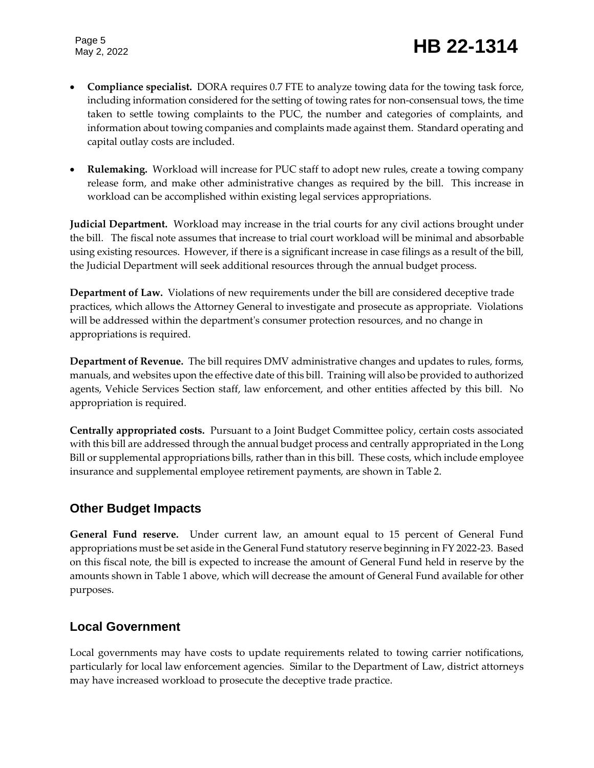- **Compliance specialist.** DORA requires 0.7 FTE to analyze towing data for the towing task force, including information considered for the setting of towing rates for non-consensual tows, the time taken to settle towing complaints to the PUC, the number and categories of complaints, and information about towing companies and complaints made against them. Standard operating and capital outlay costs are included.

- **Rulemaking.** Workload will increase for PUC staff to adopt new rules, create a towing company release form, and make other administrative changes as required by the bill. This increase in workload can be accomplished within existing legal services appropriations.

**Judicial Department.** Workload may increase in the trial courts for any civil actions brought under the bill. The fiscal note assumes that increase to trial court workload will be minimal and absorbable using existing resources. However, if there is a significant increase in case filings as a result of the bill, the Judicial Department will seek additional resources through the annual budget process.

**Department of Law.** Violations of new requirements under the bill are considered deceptive trade practices, which allows the Attorney General to investigate and prosecute as appropriate. Violations will be addressed within the department's consumer protection resources, and no change in appropriations is required.

**Department of Revenue.** The bill requires DMV administrative changes and updates to rules, forms, manuals, and websites upon the effective date of this bill. Training will also be provided to authorized agents, Vehicle Services Section staff, law enforcement, and other entities affected by this bill. No appropriation is required.

**Centrally appropriated costs.** Pursuant to a Joint Budget Committee policy, certain costs associated with this bill are addressed through the annual budget process and centrally appropriated in the Long Bill or supplemental appropriations bills, rather than in this bill. These costs, which include employee insurance and supplemental employee retirement payments, are shown in Table 2.

## Other Budget Impacts

**General Fund reserve.** Under current law, an amount equal to 15 percent of General Fund appropriations must be set aside in the General Fund statutory reserve beginning in FY 2022-23. Based on this fiscal note, the bill is expected to increase the amount of General Fund held in reserve by the amounts shown in Table 1 above, which will decrease the amount of General Fund available for other purposes.

## Local Government

Local governments may have costs to update requirements related to towing carrier notifications, particularly for local law enforcement agencies. Similar to the Department of Law, district attorneys may have increased workload to prosecute the deceptive trade practice.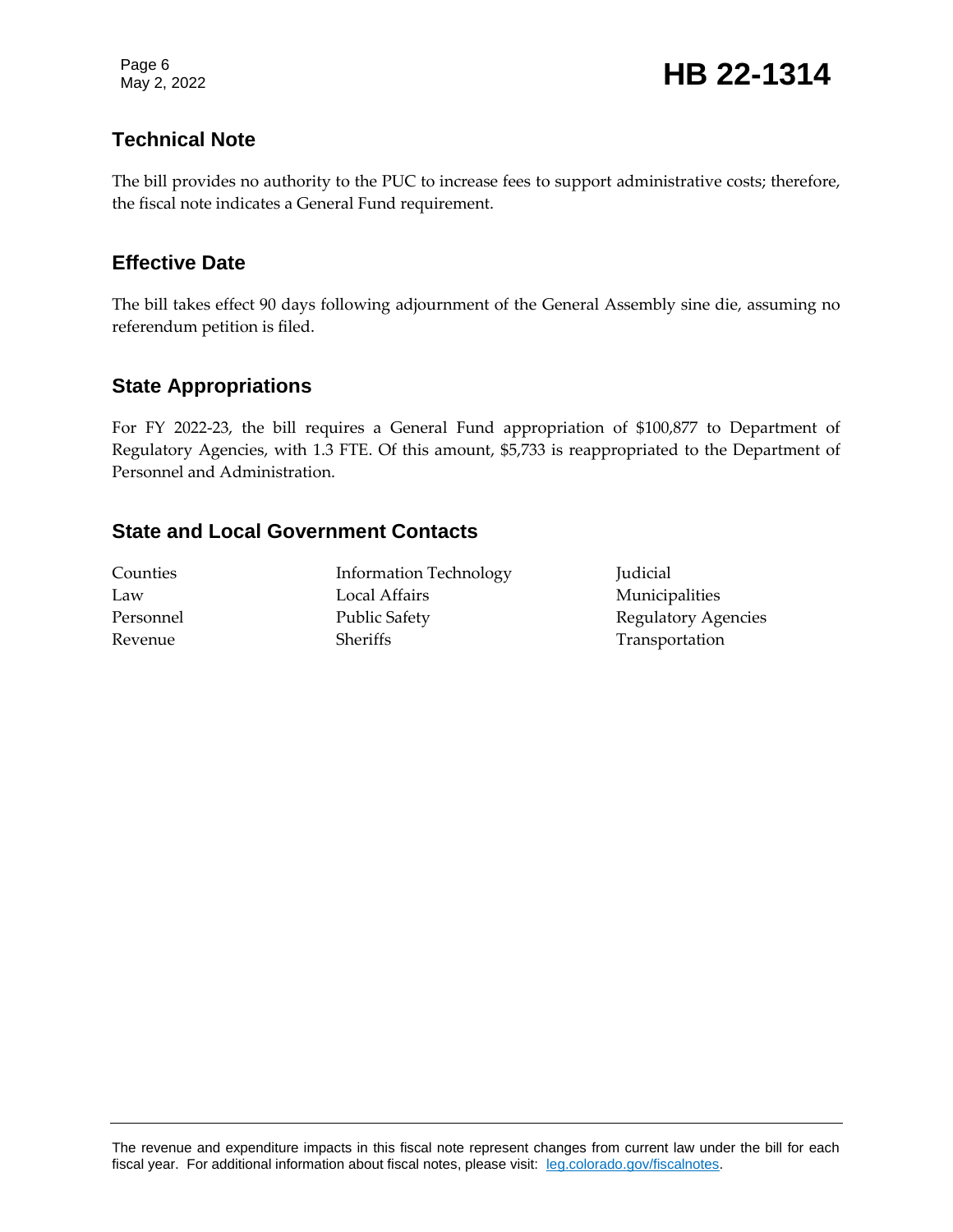## Technical Note

The bill provides no authority to the PUC to increase fees to support administrative costs; therefore, the fiscal note indicates a General Fund requirement.

## Effective Date

The bill takes effect 90 days following adjournment of the General Assembly sine die, assuming no referendum petition is filed.

## State Appropriations

For FY 2022-23, the bill requires a General Fund appropriation of $100,877 to Department of Regulatory Agencies, with 1.3 FTE. Of this amount, $5,733 is reappropriated to the Department of Personnel and Administration.

## State and Local Government Contacts

| | | |
|---|---|---|
| Counties | Information Technology | Judicial |
| Law | Local Affairs | Municipalities |
| Personnel | Public Safety | Regulatory Agencies |
| Revenue | Sheriffs | Transportation |

The revenue and expenditure impacts in this fiscal note represent changes from current law under the bill for each fiscal year. For additional information about fiscal notes, please visit: leg.colorado.gov/fiscalnotes.